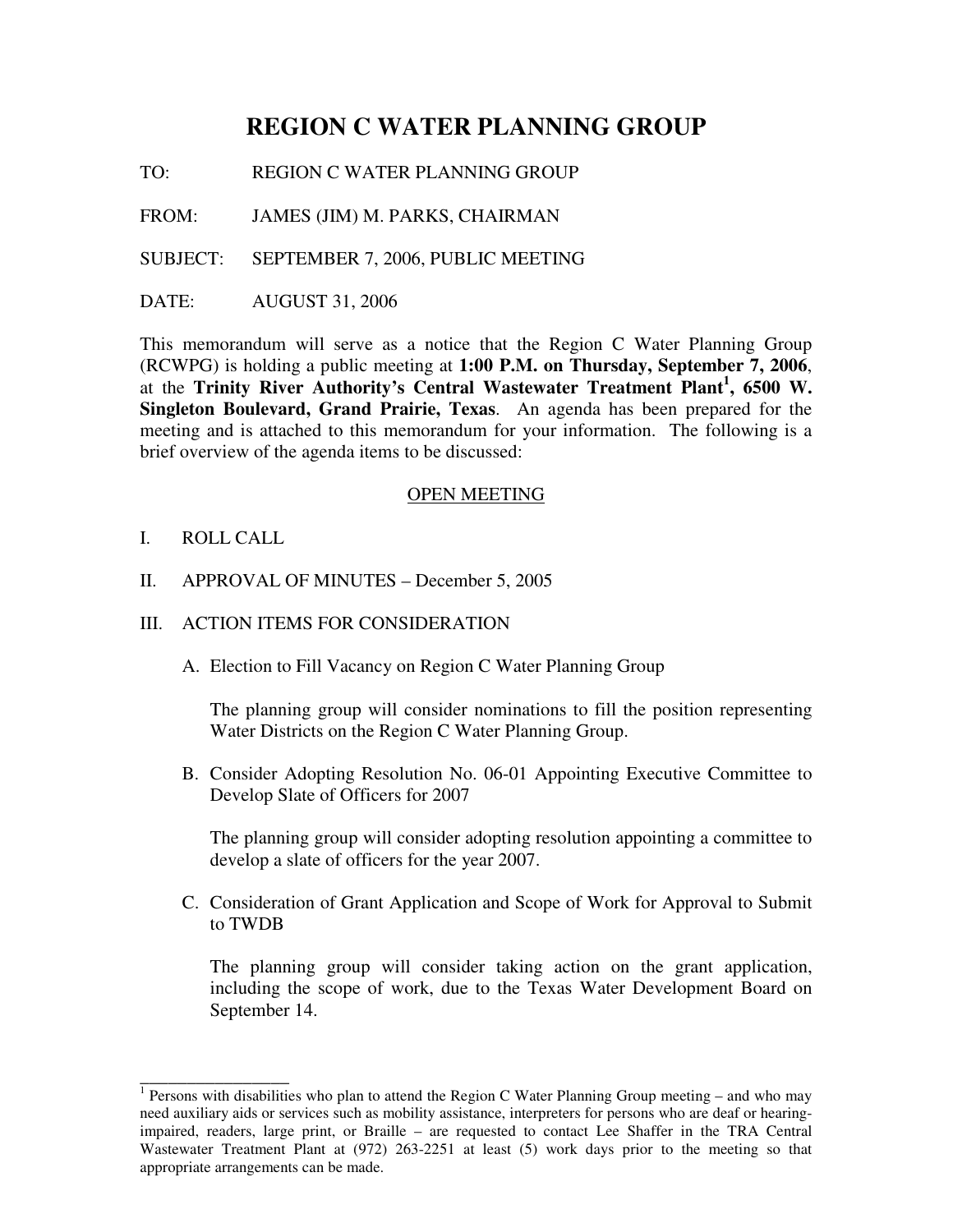# REGION C WATER PLANNING GROUP

TO: REGION C WATER PLANNING GROUP

FROM: JAMES (JIM) M. PARKS, CHAIRMAN

SUBJECT: SEPTEMBER 7, 2006, PUBLIC MEETING

DATE: AUGUST 31, 2006

This memorandum will serve as a notice that the Region C Water Planning Group (RCWPG) is holding a public meeting at **1:00 P.M. on Thursday, September 7, 2006**, at the **Trinity River Authority's Central Wastewater Treatment Plant[1], 6500 W. Singleton Boulevard, Grand Prairie, Texas**. An agenda has been prepared for the meeting and is attached to this memorandum for your information. The following is a brief overview of the agenda items to be discussed:

<u>OPEN MEETING</u>

I. ROLL CALL

II. APPROVAL OF MINUTES – December 5, 2005

III. ACTION ITEMS FOR CONSIDERATION

A. Election to Fill Vacancy on Region C Water Planning Group

The planning group will consider nominations to fill the position representing Water Districts on the Region C Water Planning Group.

B. Consider Adopting Resolution No. 06-01 Appointing Executive Committee to Develop Slate of Officers for 2007

The planning group will consider adopting resolution appointing a committee to develop a slate of officers for the year 2007.

C. Consideration of Grant Application and Scope of Work for Approval to Submit to TWDB

The planning group will consider taking action on the grant application, including the scope of work, due to the Texas Water Development Board on September 14.

---

[1] Persons with disabilities who plan to attend the Region C Water Planning Group meeting – and who may need auxiliary aids or services such as mobility assistance, interpreters for persons who are deaf or hearing-impaired, readers, large print, or Braille – are requested to contact Lee Shaffer in the TRA Central Wastewater Treatment Plant at (972) 263-2251 at least (5) work days prior to the meeting so that appropriate arrangements can be made.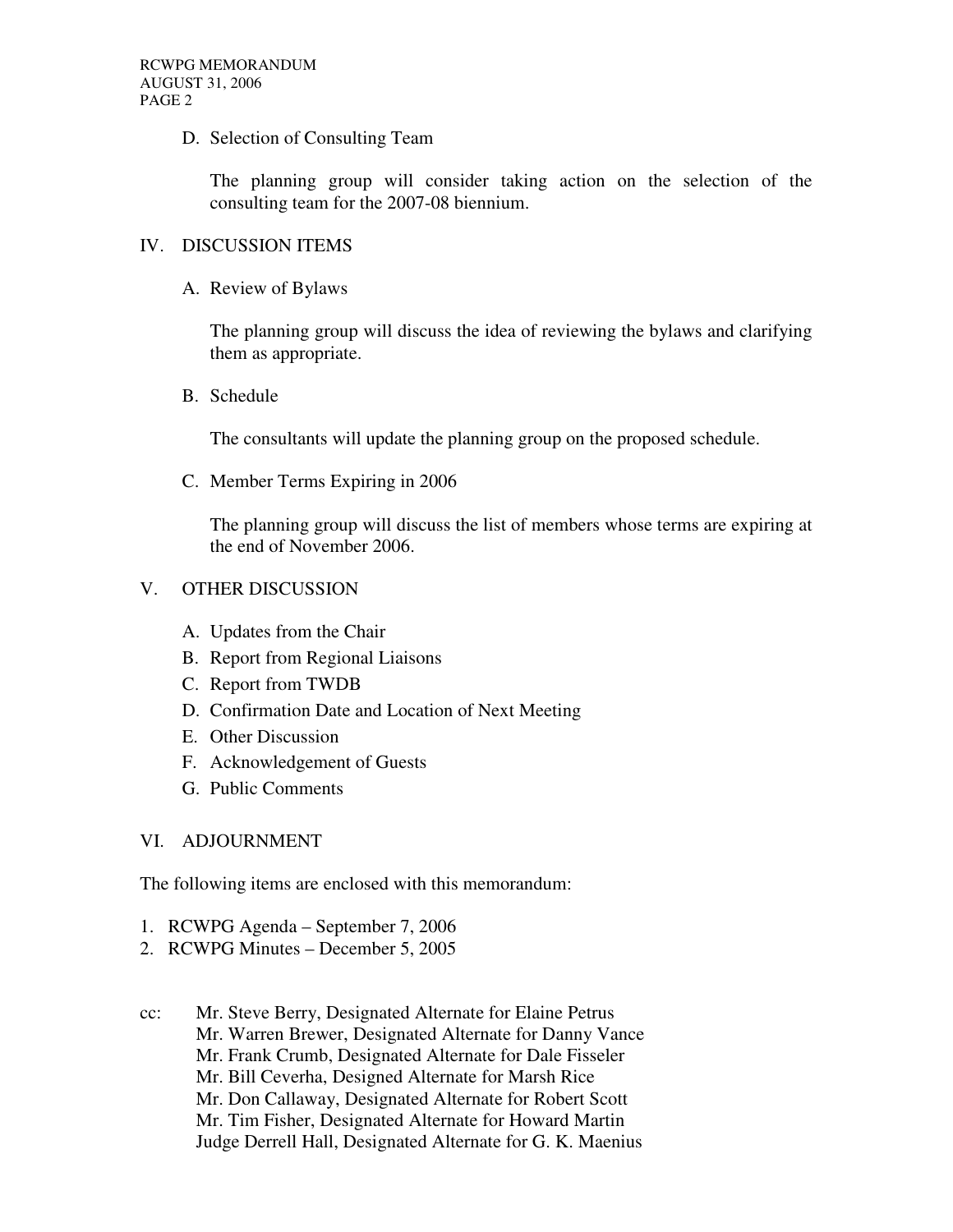D. Selection of Consulting Team

The planning group will consider taking action on the selection of the consulting team for the 2007-08 biennium.

IV. DISCUSSION ITEMS

A. Review of Bylaws

The planning group will discuss the idea of reviewing the bylaws and clarifying them as appropriate.

B. Schedule

The consultants will update the planning group on the proposed schedule.

C. Member Terms Expiring in 2006

The planning group will discuss the list of members whose terms are expiring at the end of November 2006.

V. OTHER DISCUSSION

A. Updates from the Chair
B. Report from Regional Liaisons
C. Report from TWDB
D. Confirmation Date and Location of Next Meeting
E. Other Discussion
F. Acknowledgement of Guests
G. Public Comments

VI. ADJOURNMENT

The following items are enclosed with this memorandum:

1. RCWPG Agenda – September 7, 2006
2. RCWPG Minutes – December 5, 2005

cc: Mr. Steve Berry, Designated Alternate for Elaine Petrus
Mr. Warren Brewer, Designated Alternate for Danny Vance
Mr. Frank Crumb, Designated Alternate for Dale Fisseler
Mr. Bill Ceverha, Designed Alternate for Marsh Rice
Mr. Don Callaway, Designated Alternate for Robert Scott
Mr. Tim Fisher, Designated Alternate for Howard Martin
Judge Derrell Hall, Designated Alternate for G. K. Maenius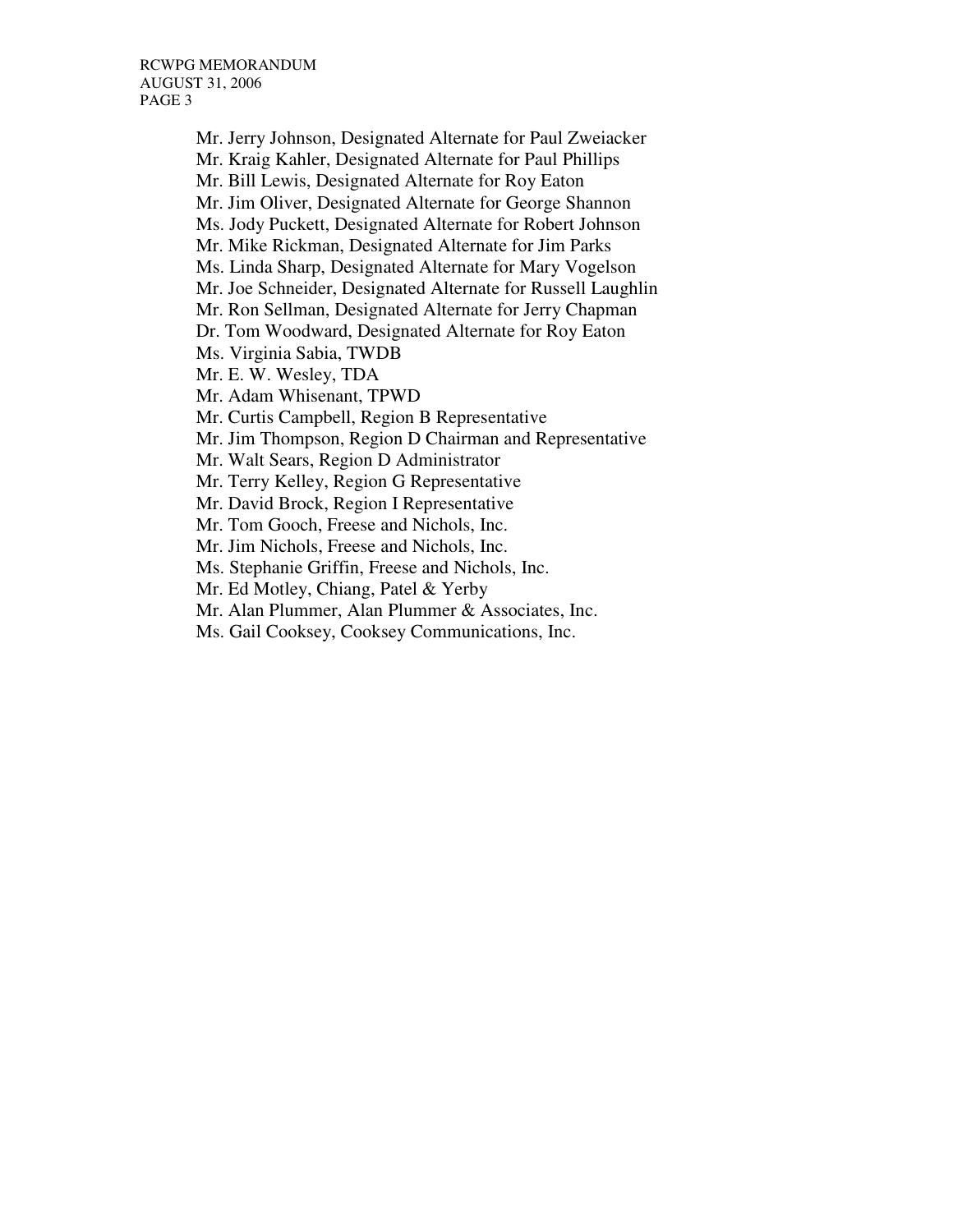Mr. Jerry Johnson, Designated Alternate for Paul Zweiacker
Mr. Kraig Kahler, Designated Alternate for Paul Phillips
Mr. Bill Lewis, Designated Alternate for Roy Eaton
Mr. Jim Oliver, Designated Alternate for George Shannon
Ms. Jody Puckett, Designated Alternate for Robert Johnson
Mr. Mike Rickman, Designated Alternate for Jim Parks
Ms. Linda Sharp, Designated Alternate for Mary Vogelson
Mr. Joe Schneider, Designated Alternate for Russell Laughlin
Mr. Ron Sellman, Designated Alternate for Jerry Chapman
Dr. Tom Woodward, Designated Alternate for Roy Eaton
Ms. Virginia Sabia, TWDB
Mr. E. W. Wesley, TDA
Mr. Adam Whisenant, TPWD
Mr. Curtis Campbell, Region B Representative
Mr. Jim Thompson, Region D Chairman and Representative
Mr. Walt Sears, Region D Administrator
Mr. Terry Kelley, Region G Representative
Mr. David Brock, Region I Representative
Mr. Tom Gooch, Freese and Nichols, Inc.
Mr. Jim Nichols, Freese and Nichols, Inc.
Ms. Stephanie Griffin, Freese and Nichols, Inc.
Mr. Ed Motley, Chiang, Patel & Yerby
Mr. Alan Plummer, Alan Plummer & Associates, Inc.
Ms. Gail Cooksey, Cooksey Communications, Inc.